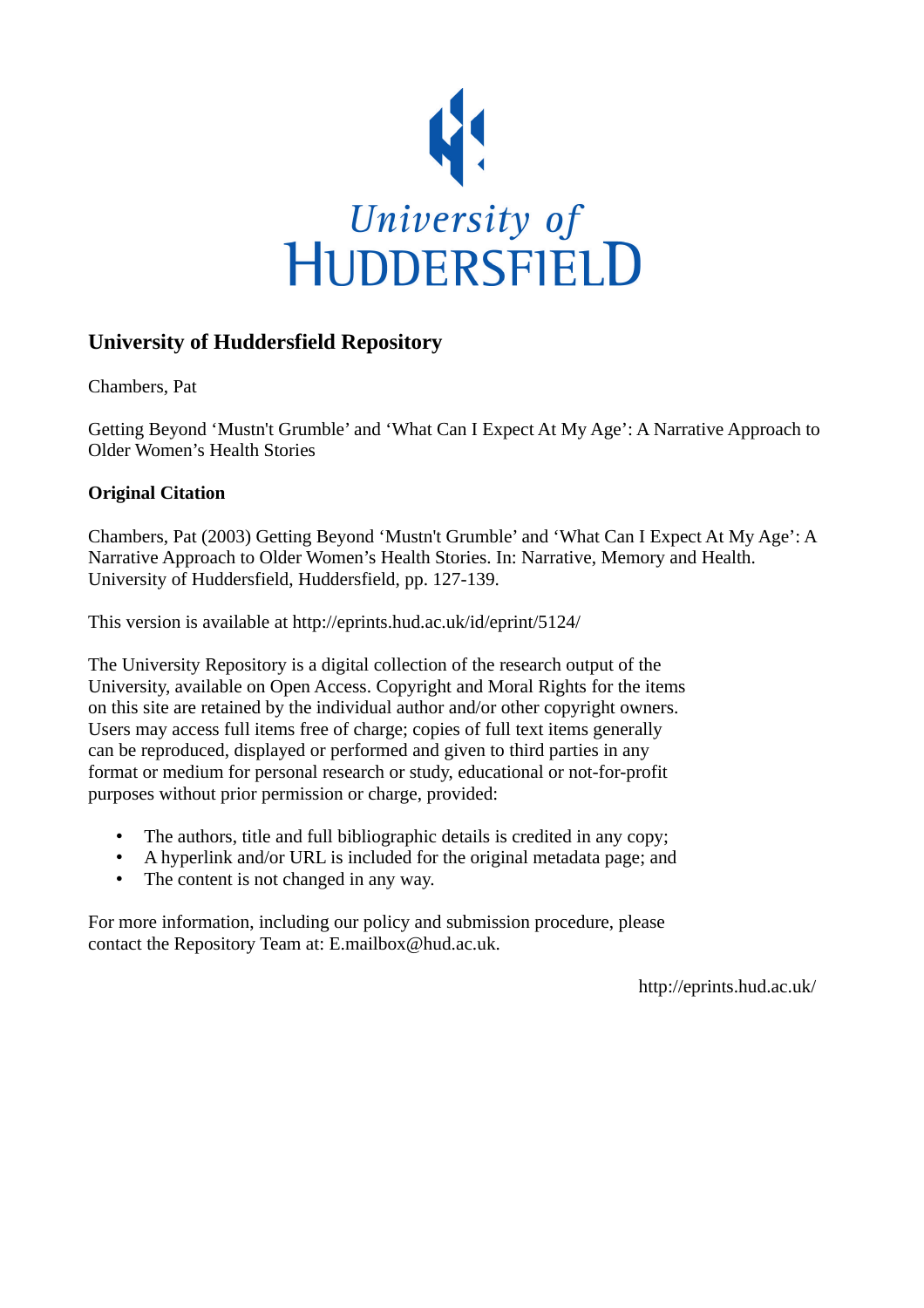University of HUDDERSFIELD

## University of Huddersfield Repository

Chambers, Pat

Getting Beyond 'Mustn't Grumble' and 'What Can I Expect At My Age': A Narrative Approach to Older Women's Health Stories

### Original Citation

Chambers, Pat (2003) Getting Beyond 'Mustn't Grumble' and 'What Can I Expect At My Age': A Narrative Approach to Older Women's Health Stories. In: Narrative, Memory and Health. University of Huddersfield, Huddersfield, pp. 127-139.

This version is available at http://eprints.hud.ac.uk/id/eprint/5124/

The University Repository is a digital collection of the research output of the University, available on Open Access. Copyright and Moral Rights for the items on this site are retained by the individual author and/or other copyright owners. Users may access full items free of charge; copies of full text items generally can be reproduced, displayed or performed and given to third parties in any format or medium for personal research or study, educational or not-for-profit purposes without prior permission or charge, provided:

- The authors, title and full bibliographic details is credited in any copy;
- A hyperlink and/or URL is included for the original metadata page; and
- The content is not changed in any way.

For more information, including our policy and submission procedure, please contact the Repository Team at: E.mailbox@hud.ac.uk.

http://eprints.hud.ac.uk/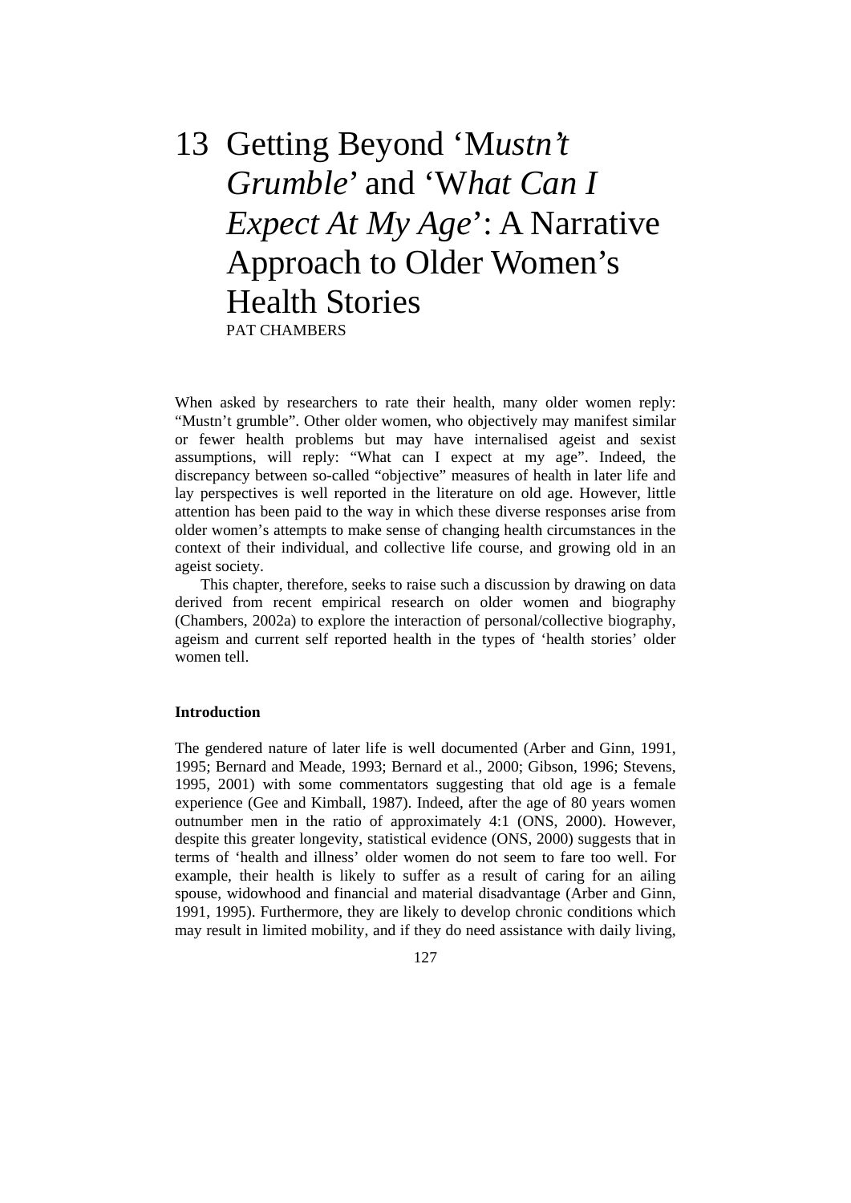# 13 Getting Beyond '*Mustn't Grumble*' and '*What Can I Expect At My Age*': A Narrative Approach to Older Women's Health Stories

PAT CHAMBERS

When asked by researchers to rate their health, many older women reply: "Mustn't grumble". Other older women, who objectively may manifest similar or fewer health problems but may have internalised ageist and sexist assumptions, will reply: "What can I expect at my age". Indeed, the discrepancy between so-called "objective" measures of health in later life and lay perspectives is well reported in the literature on old age. However, little attention has been paid to the way in which these diverse responses arise from older women's attempts to make sense of changing health circumstances in the context of their individual, and collective life course, and growing old in an ageist society.

This chapter, therefore, seeks to raise such a discussion by drawing on data derived from recent empirical research on older women and biography (Chambers, 2002a) to explore the interaction of personal/collective biography, ageism and current self reported health in the types of 'health stories' older women tell.

## Introduction

The gendered nature of later life is well documented (Arber and Ginn, 1991, 1995; Bernard and Meade, 1993; Bernard et al., 2000; Gibson, 1996; Stevens, 1995, 2001) with some commentators suggesting that old age is a female experience (Gee and Kimball, 1987). Indeed, after the age of 80 years women outnumber men in the ratio of approximately 4:1 (ONS, 2000). However, despite this greater longevity, statistical evidence (ONS, 2000) suggests that in terms of 'health and illness' older women do not seem to fare too well. For example, their health is likely to suffer as a result of caring for an ailing spouse, widowhood and financial and material disadvantage (Arber and Ginn, 1991, 1995). Furthermore, they are likely to develop chronic conditions which may result in limited mobility, and if they do need assistance with daily living,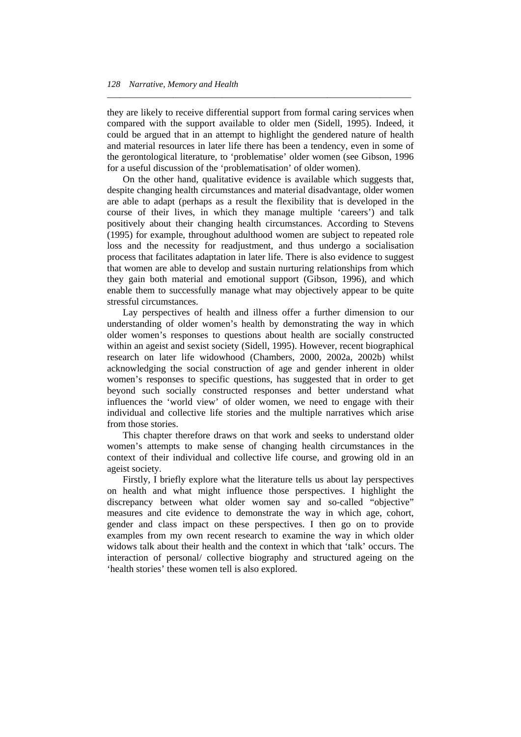they are likely to receive differential support from formal caring services when compared with the support available to older men (Sidell, 1995). Indeed, it could be argued that in an attempt to highlight the gendered nature of health and material resources in later life there has been a tendency, even in some of the gerontological literature, to 'problematise' older women (see Gibson, 1996 for a useful discussion of the 'problematisation' of older women).

On the other hand, qualitative evidence is available which suggests that, despite changing health circumstances and material disadvantage, older women are able to adapt (perhaps as a result the flexibility that is developed in the course of their lives, in which they manage multiple 'careers') and talk positively about their changing health circumstances. According to Stevens (1995) for example, throughout adulthood women are subject to repeated role loss and the necessity for readjustment, and thus undergo a socialisation process that facilitates adaptation in later life. There is also evidence to suggest that women are able to develop and sustain nurturing relationships from which they gain both material and emotional support (Gibson, 1996), and which enable them to successfully manage what may objectively appear to be quite stressful circumstances.

Lay perspectives of health and illness offer a further dimension to our understanding of older women's health by demonstrating the way in which older women's responses to questions about health are socially constructed within an ageist and sexist society (Sidell, 1995). However, recent biographical research on later life widowhood (Chambers, 2000, 2002a, 2002b) whilst acknowledging the social construction of age and gender inherent in older women's responses to specific questions, has suggested that in order to get beyond such socially constructed responses and better understand what influences the 'world view' of older women, we need to engage with their individual and collective life stories and the multiple narratives which arise from those stories.

This chapter therefore draws on that work and seeks to understand older women's attempts to make sense of changing health circumstances in the context of their individual and collective life course, and growing old in an ageist society.

Firstly, I briefly explore what the literature tells us about lay perspectives on health and what might influence those perspectives. I highlight the discrepancy between what older women say and so-called "objective" measures and cite evidence to demonstrate the way in which age, cohort, gender and class impact on these perspectives. I then go on to provide examples from my own recent research to examine the way in which older widows talk about their health and the context in which that 'talk' occurs. The interaction of personal/ collective biography and structured ageing on the 'health stories' these women tell is also explored.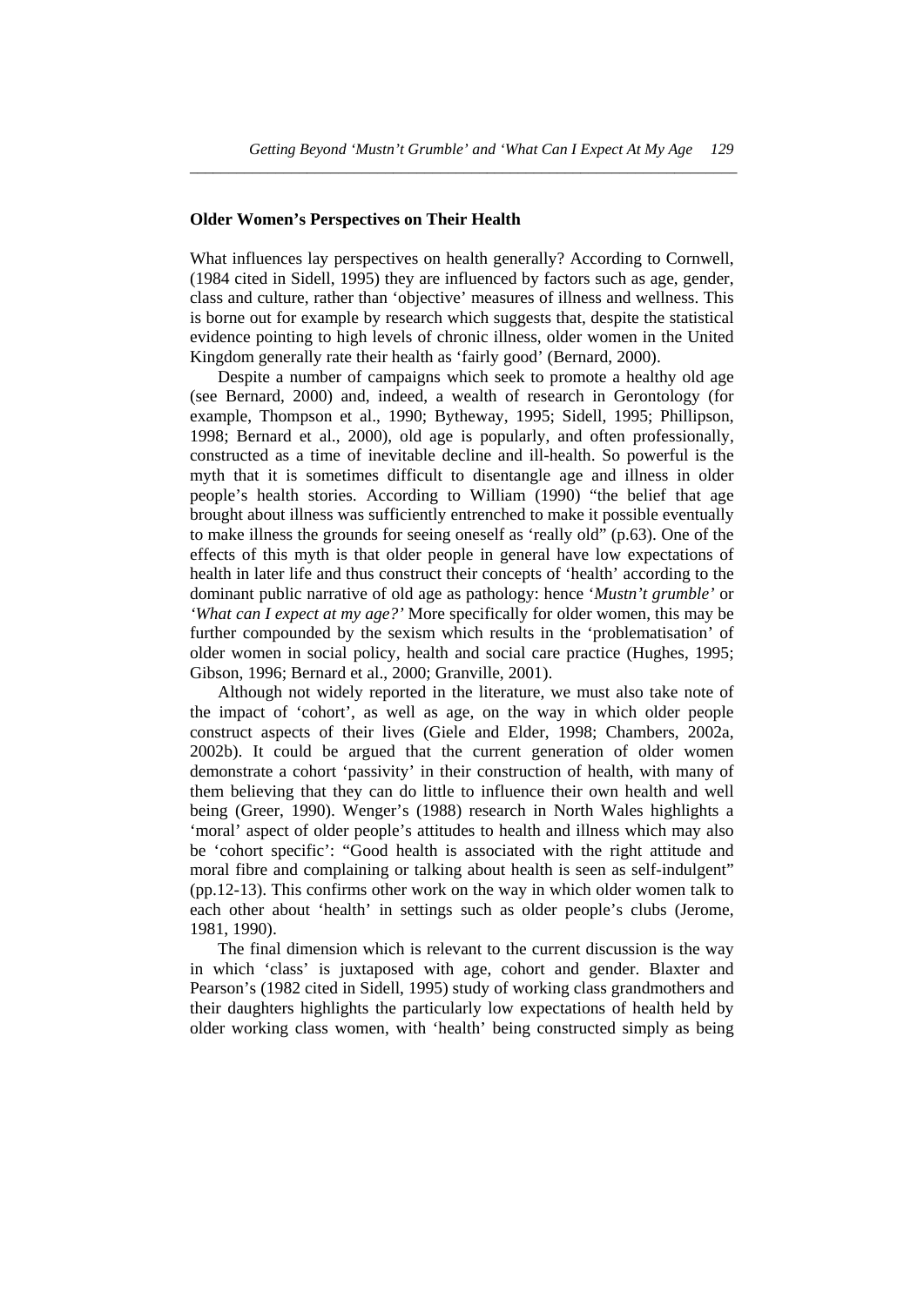### Older Women's Perspectives on Their Health

What influences lay perspectives on health generally? According to Cornwell, (1984 cited in Sidell, 1995) they are influenced by factors such as age, gender, class and culture, rather than 'objective' measures of illness and wellness. This is borne out for example by research which suggests that, despite the statistical evidence pointing to high levels of chronic illness, older women in the United Kingdom generally rate their health as 'fairly good' (Bernard, 2000).

Despite a number of campaigns which seek to promote a healthy old age (see Bernard, 2000) and, indeed, a wealth of research in Gerontology (for example, Thompson et al., 1990; Bytheway, 1995; Sidell, 1995; Phillipson, 1998; Bernard et al., 2000), old age is popularly, and often professionally, constructed as a time of inevitable decline and ill-health. So powerful is the myth that it is sometimes difficult to disentangle age and illness in older people's health stories. According to William (1990) "the belief that age brought about illness was sufficiently entrenched to make it possible eventually to make illness the grounds for seeing oneself as 'really old" (p.63). One of the effects of this myth is that older people in general have low expectations of health in later life and thus construct their concepts of 'health' according to the dominant public narrative of old age as pathology: hence '*Mustn't grumble'* or *'What can I expect at my age?'* More specifically for older women, this may be further compounded by the sexism which results in the 'problematisation' of older women in social policy, health and social care practice (Hughes, 1995; Gibson, 1996; Bernard et al., 2000; Granville, 2001).

Although not widely reported in the literature, we must also take note of the impact of 'cohort', as well as age, on the way in which older people construct aspects of their lives (Giele and Elder, 1998; Chambers, 2002a, 2002b). It could be argued that the current generation of older women demonstrate a cohort 'passivity' in their construction of health, with many of them believing that they can do little to influence their own health and well being (Greer, 1990). Wenger's (1988) research in North Wales highlights a 'moral' aspect of older people's attitudes to health and illness which may also be 'cohort specific': "Good health is associated with the right attitude and moral fibre and complaining or talking about health is seen as self-indulgent" (pp.12-13). This confirms other work on the way in which older women talk to each other about 'health' in settings such as older people's clubs (Jerome, 1981, 1990).

The final dimension which is relevant to the current discussion is the way in which 'class' is juxtaposed with age, cohort and gender. Blaxter and Pearson's (1982 cited in Sidell, 1995) study of working class grandmothers and their daughters highlights the particularly low expectations of health held by older working class women, with 'health' being constructed simply as being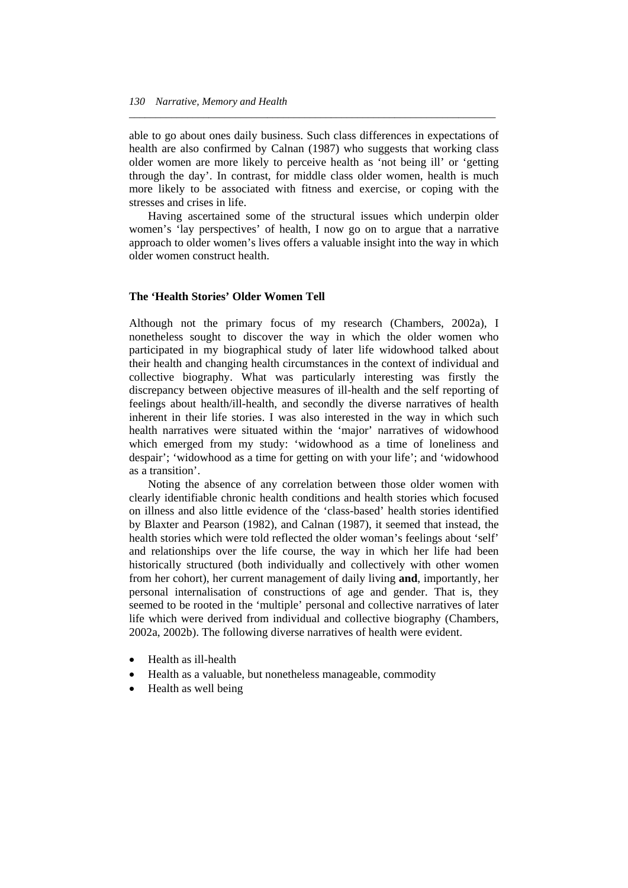able to go about ones daily business. Such class differences in expectations of health are also confirmed by Calnan (1987) who suggests that working class older women are more likely to perceive health as 'not being ill' or 'getting through the day'. In contrast, for middle class older women, health is much more likely to be associated with fitness and exercise, or coping with the stresses and crises in life.

Having ascertained some of the structural issues which underpin older women's 'lay perspectives' of health, I now go on to argue that a narrative approach to older women's lives offers a valuable insight into the way in which older women construct health.

## The 'Health Stories' Older Women Tell

Although not the primary focus of my research (Chambers, 2002a), I nonetheless sought to discover the way in which the older women who participated in my biographical study of later life widowhood talked about their health and changing health circumstances in the context of individual and collective biography. What was particularly interesting was firstly the discrepancy between objective measures of ill-health and the self reporting of feelings about health/ill-health, and secondly the diverse narratives of health inherent in their life stories. I was also interested in the way in which such health narratives were situated within the 'major' narratives of widowhood which emerged from my study: 'widowhood as a time of loneliness and despair'; 'widowhood as a time for getting on with your life'; and 'widowhood as a transition'.

Noting the absence of any correlation between those older women with clearly identifiable chronic health conditions and health stories which focused on illness and also little evidence of the 'class-based' health stories identified by Blaxter and Pearson (1982), and Calnan (1987), it seemed that instead, the health stories which were told reflected the older woman's feelings about 'self' and relationships over the life course, the way in which her life had been historically structured (both individually and collectively with other women from her cohort), her current management of daily living **and**, importantly, her personal internalisation of constructions of age and gender. That is, they seemed to be rooted in the 'multiple' personal and collective narratives of later life which were derived from individual and collective biography (Chambers, 2002a, 2002b). The following diverse narratives of health were evident.

- Health as ill-health
- Health as a valuable, but nonetheless manageable, commodity
- Health as well being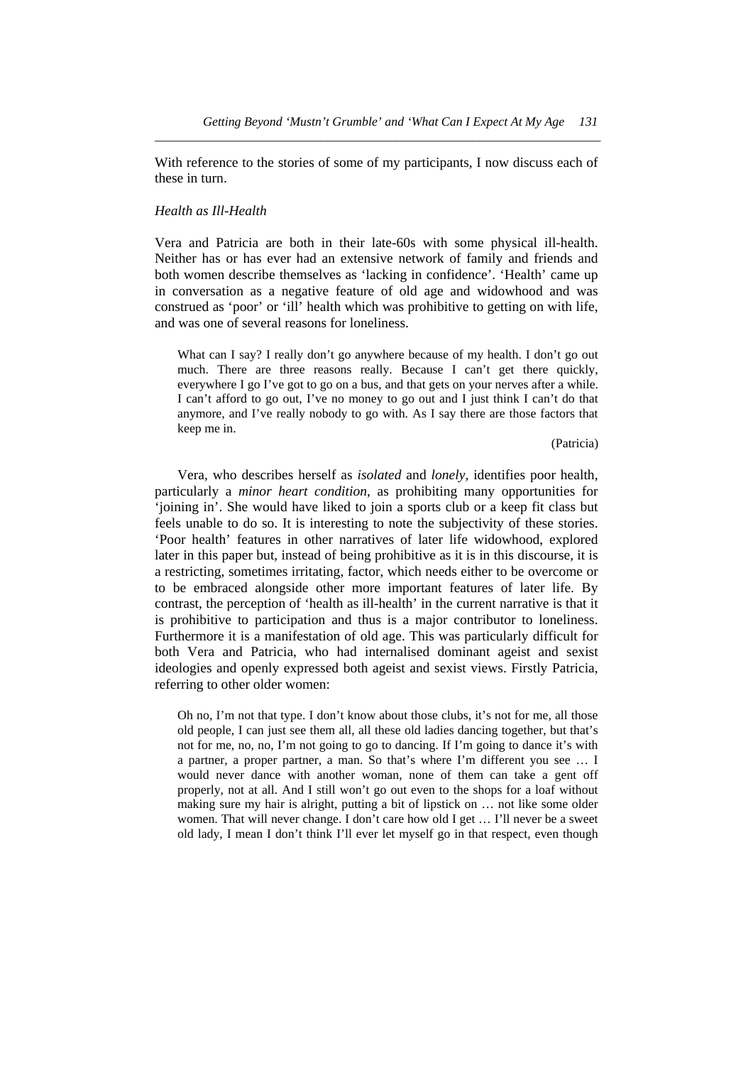With reference to the stories of some of my participants, I now discuss each of these in turn.

*Health as Ill-Health*

Vera and Patricia are both in their late-60s with some physical ill-health. Neither has or has ever had an extensive network of family and friends and both women describe themselves as 'lacking in confidence'. 'Health' came up in conversation as a negative feature of old age and widowhood and was construed as 'poor' or 'ill' health which was prohibitive to getting on with life, and was one of several reasons for loneliness.

> What can I say? I really don't go anywhere because of my health. I don't go out much. There are three reasons really. Because I can't get there quickly, everywhere I go I've got to go on a bus, and that gets on your nerves after a while. I can't afford to go out, I've no money to go out and I just think I can't do that anymore, and I've really nobody to go with. As I say there are those factors that keep me in.
>
> (Patricia)

Vera, who describes herself as *isolated* and *lonely*, identifies poor health, particularly a *minor heart condition*, as prohibiting many opportunities for 'joining in'. She would have liked to join a sports club or a keep fit class but feels unable to do so. It is interesting to note the subjectivity of these stories. 'Poor health' features in other narratives of later life widowhood, explored later in this paper but, instead of being prohibitive as it is in this discourse, it is a restricting, sometimes irritating, factor, which needs either to be overcome or to be embraced alongside other more important features of later life. By contrast, the perception of 'health as ill-health' in the current narrative is that it is prohibitive to participation and thus is a major contributor to loneliness. Furthermore it is a manifestation of old age. This was particularly difficult for both Vera and Patricia, who had internalised dominant ageist and sexist ideologies and openly expressed both ageist and sexist views. Firstly Patricia, referring to other older women:

> Oh no, I'm not that type. I don't know about those clubs, it's not for me, all those old people, I can just see them all, all these old ladies dancing together, but that's not for me, no, no, I'm not going to go to dancing. If I'm going to dance it's with a partner, a proper partner, a man. So that's where I'm different you see … I would never dance with another woman, none of them can take a gent off properly, not at all. And I still won't go out even to the shops for a loaf without making sure my hair is alright, putting a bit of lipstick on … not like some older women. That will never change. I don't care how old I get … I'll never be a sweet old lady, I mean I don't think I'll ever let myself go in that respect, even though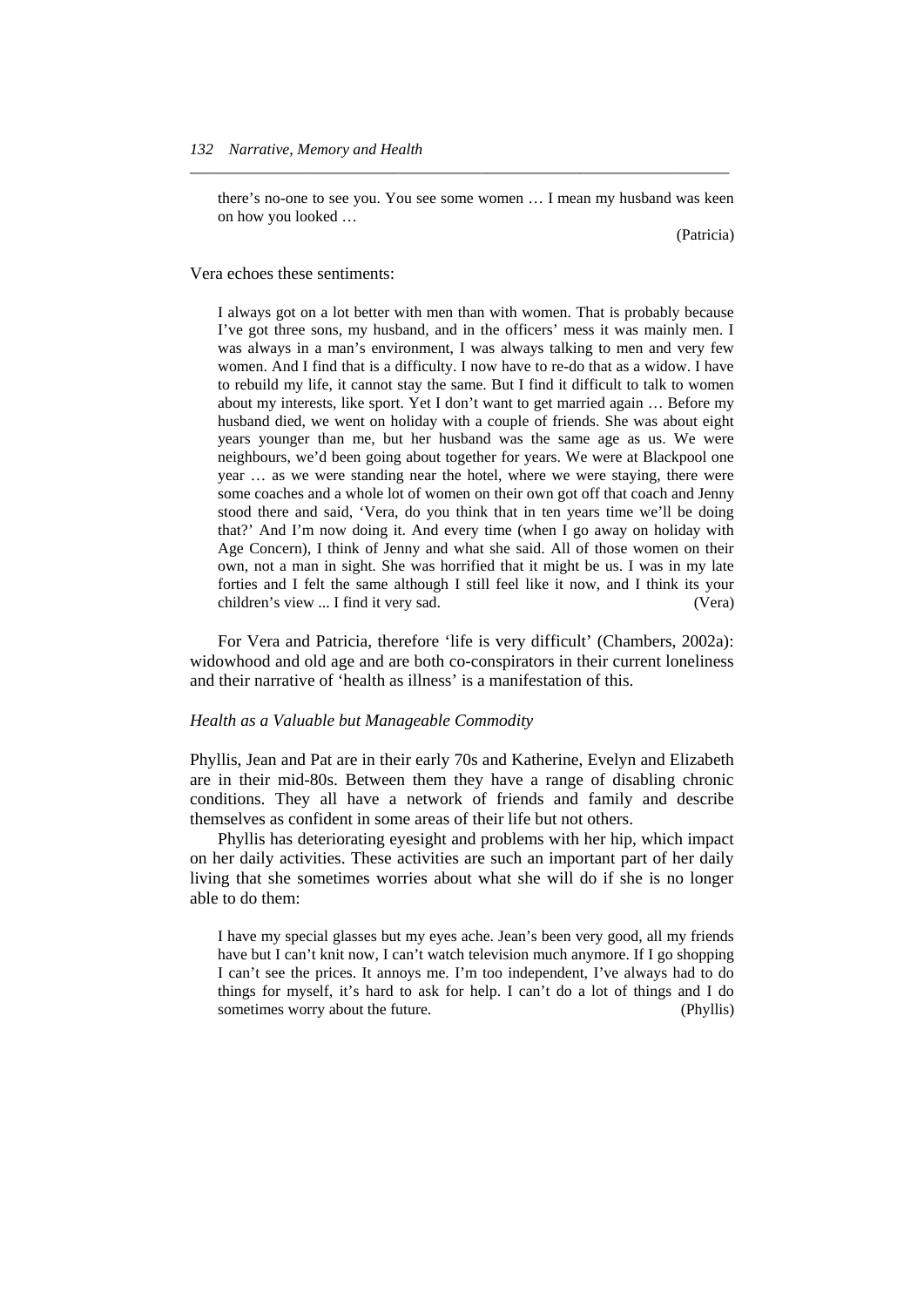> there's no-one to see you. You see some women … I mean my husband was keen on how you looked …
>
> (Patricia)

Vera echoes these sentiments:

> I always got on a lot better with men than with women. That is probably because I've got three sons, my husband, and in the officers' mess it was mainly men. I was always in a man's environment, I was always talking to men and very few women. And I find that is a difficulty. I now have to re-do that as a widow. I have to rebuild my life, it cannot stay the same. But I find it difficult to talk to women about my interests, like sport. Yet I don't want to get married again … Before my husband died, we went on holiday with a couple of friends. She was about eight years younger than me, but her husband was the same age as us. We were neighbours, we'd been going about together for years. We were at Blackpool one year … as we were standing near the hotel, where we were staying, there were some coaches and a whole lot of women on their own got off that coach and Jenny stood there and said, 'Vera, do you think that in ten years time we'll be doing that?' And I'm now doing it. And every time (when I go away on holiday with Age Concern), I think of Jenny and what she said. All of those women on their own, not a man in sight. She was horrified that it might be us. I was in my late forties and I felt the same although I still feel like it now, and I think its your children's view ... I find it very sad. (Vera)

For Vera and Patricia, therefore 'life is very difficult' (Chambers, 2002a): widowhood and old age and are both co-conspirators in their current loneliness and their narrative of 'health as illness' is a manifestation of this.

### *Health as a Valuable but Manageable Commodity*

Phyllis, Jean and Pat are in their early 70s and Katherine, Evelyn and Elizabeth are in their mid-80s. Between them they have a range of disabling chronic conditions. They all have a network of friends and family and describe themselves as confident in some areas of their life but not others.

Phyllis has deteriorating eyesight and problems with her hip, which impact on her daily activities. These activities are such an important part of her daily living that she sometimes worries about what she will do if she is no longer able to do them:

> I have my special glasses but my eyes ache. Jean's been very good, all my friends have but I can't knit now, I can't watch television much anymore. If I go shopping I can't see the prices. It annoys me. I'm too independent, I've always had to do things for myself, it's hard to ask for help. I can't do a lot of things and I do sometimes worry about the future. (Phyllis)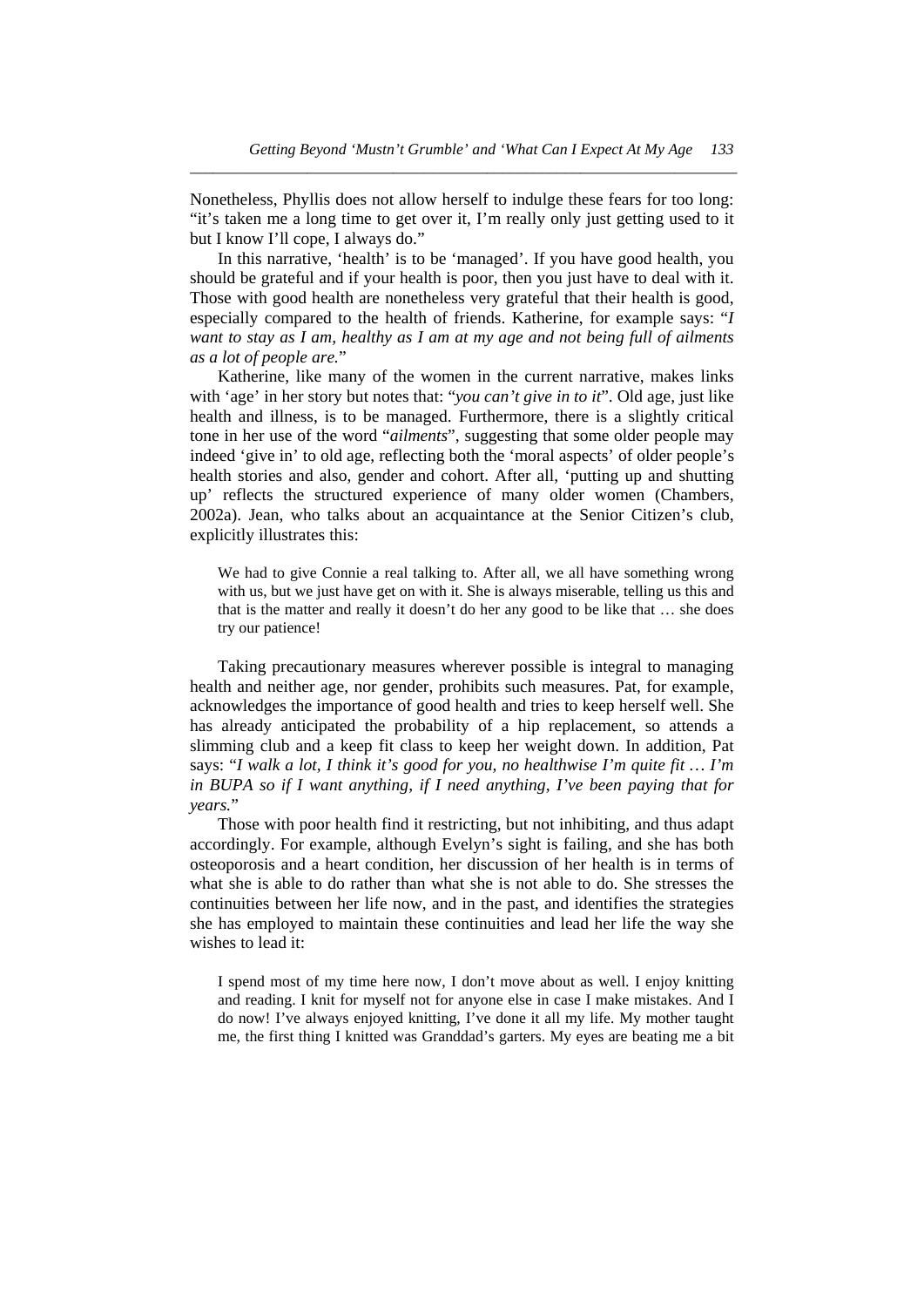Nonetheless, Phyllis does not allow herself to indulge these fears for too long: "it's taken me a long time to get over it, I'm really only just getting used to it but I know I'll cope, I always do."

In this narrative, 'health' is to be 'managed'. If you have good health, you should be grateful and if your health is poor, then you just have to deal with it. Those with good health are nonetheless very grateful that their health is good, especially compared to the health of friends. Katherine, for example says: "*I want to stay as I am, healthy as I am at my age and not being full of ailments as a lot of people are.*"

Katherine, like many of the women in the current narrative, makes links with 'age' in her story but notes that: "*you can't give in to it*". Old age, just like health and illness, is to be managed. Furthermore, there is a slightly critical tone in her use of the word "*ailments*", suggesting that some older people may indeed 'give in' to old age, reflecting both the 'moral aspects' of older people's health stories and also, gender and cohort. After all, 'putting up and shutting up' reflects the structured experience of many older women (Chambers, 2002a). Jean, who talks about an acquaintance at the Senior Citizen's club, explicitly illustrates this:

> We had to give Connie a real talking to. After all, we all have something wrong with us, but we just have get on with it. She is always miserable, telling us this and that is the matter and really it doesn't do her any good to be like that … she does try our patience!

Taking precautionary measures wherever possible is integral to managing health and neither age, nor gender, prohibits such measures. Pat, for example, acknowledges the importance of good health and tries to keep herself well. She has already anticipated the probability of a hip replacement, so attends a slimming club and a keep fit class to keep her weight down. In addition, Pat says: "*I walk a lot, I think it's good for you, no healthwise I'm quite fit … I'm in BUPA so if I want anything, if I need anything, I've been paying that for years.*"

Those with poor health find it restricting, but not inhibiting, and thus adapt accordingly. For example, although Evelyn's sight is failing, and she has both osteoporosis and a heart condition, her discussion of her health is in terms of what she is able to do rather than what she is not able to do. She stresses the continuities between her life now, and in the past, and identifies the strategies she has employed to maintain these continuities and lead her life the way she wishes to lead it:

> I spend most of my time here now, I don't move about as well. I enjoy knitting and reading. I knit for myself not for anyone else in case I make mistakes. And I do now! I've always enjoyed knitting, I've done it all my life. My mother taught me, the first thing I knitted was Granddad's garters. My eyes are beating me a bit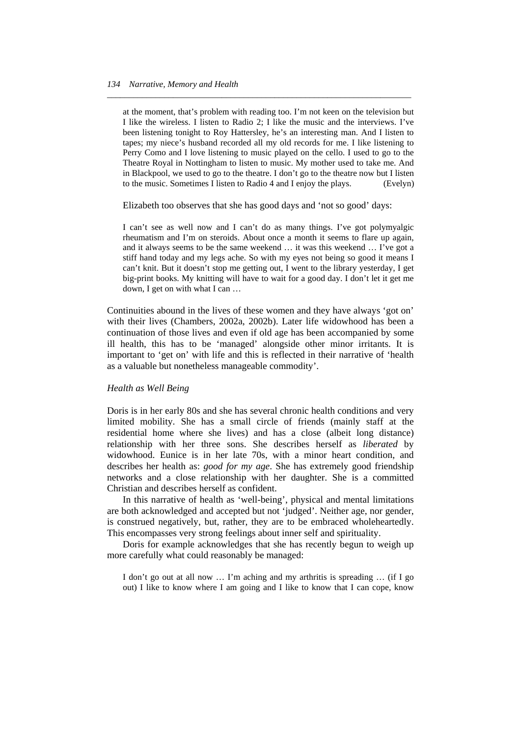at the moment, that's problem with reading too. I'm not keen on the television but I like the wireless. I listen to Radio 2; I like the music and the interviews. I've been listening tonight to Roy Hattersley, he's an interesting man. And I listen to tapes; my niece's husband recorded all my old records for me. I like listening to Perry Como and I love listening to music played on the cello. I used to go to the Theatre Royal in Nottingham to listen to music. My mother used to take me. And in Blackpool, we used to go to the theatre. I don't go to the theatre now but I listen to the music. Sometimes I listen to Radio 4 and I enjoy the plays. (Evelyn)

Elizabeth too observes that she has good days and 'not so good' days:

> I can't see as well now and I can't do as many things. I've got polymyalgic rheumatism and I'm on steroids. About once a month it seems to flare up again, and it always seems to be the same weekend … it was this weekend … I've got a stiff hand today and my legs ache. So with my eyes not being so good it means I can't knit. But it doesn't stop me getting out, I went to the library yesterday, I get big-print books. My knitting will have to wait for a good day. I don't let it get me down, I get on with what I can …

Continuities abound in the lives of these women and they have always 'got on' with their lives (Chambers, 2002a, 2002b). Later life widowhood has been a continuation of those lives and even if old age has been accompanied by some ill health, this has to be 'managed' alongside other minor irritants. It is important to 'get on' with life and this is reflected in their narrative of 'health as a valuable but nonetheless manageable commodity'.

### *Health as Well Being*

Doris is in her early 80s and she has several chronic health conditions and very limited mobility. She has a small circle of friends (mainly staff at the residential home where she lives) and has a close (albeit long distance) relationship with her three sons. She describes herself as *liberated* by widowhood. Eunice is in her late 70s, with a minor heart condition, and describes her health as: *good for my age*. She has extremely good friendship networks and a close relationship with her daughter. She is a committed Christian and describes herself as confident.

In this narrative of health as 'well-being', physical and mental limitations are both acknowledged and accepted but not 'judged'. Neither age, nor gender, is construed negatively, but, rather, they are to be embraced wholeheartedly. This encompasses very strong feelings about inner self and spirituality.

Doris for example acknowledges that she has recently begun to weigh up more carefully what could reasonably be managed:

> I don't go out at all now … I'm aching and my arthritis is spreading … (if I go out) I like to know where I am going and I like to know that I can cope, know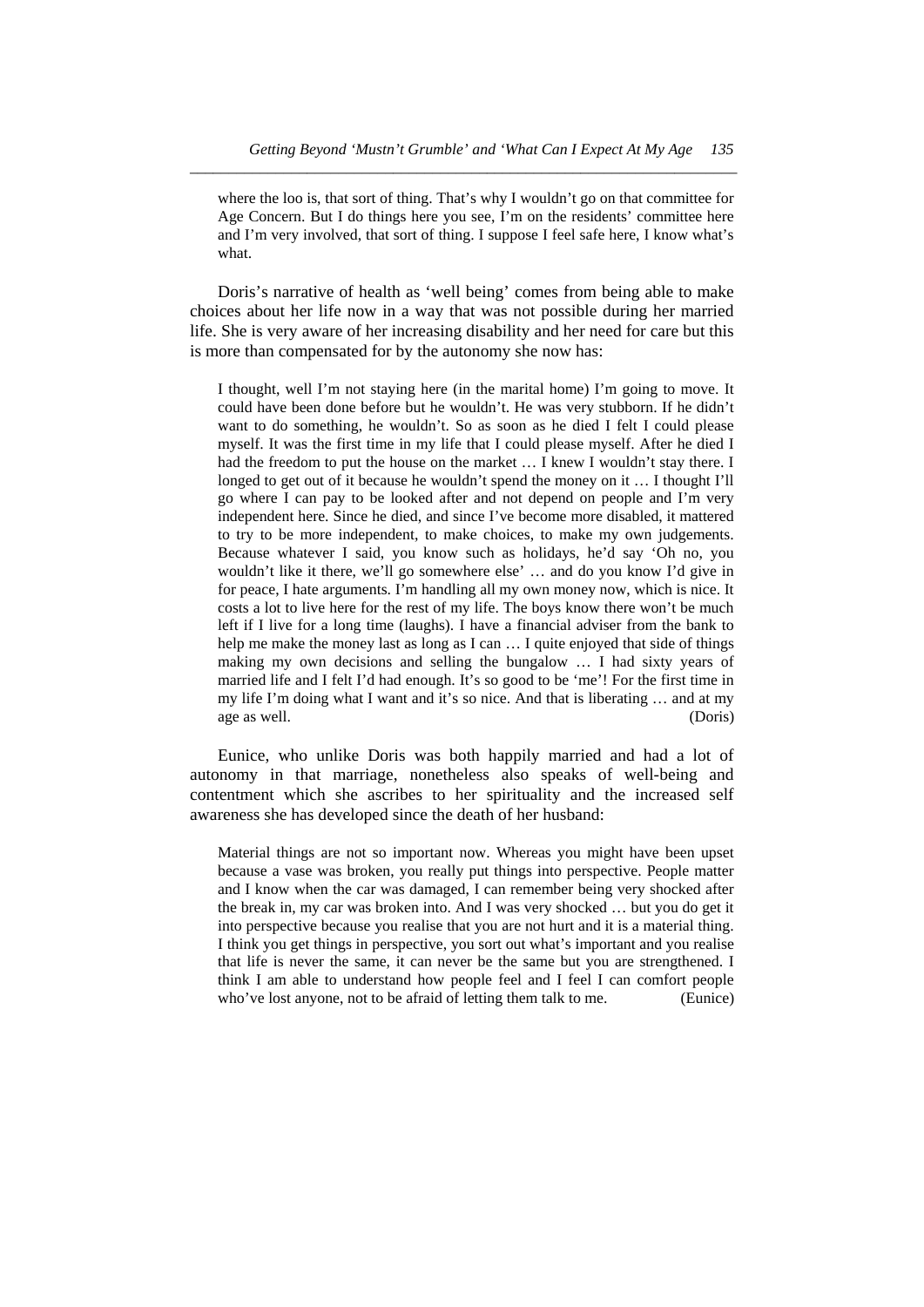> where the loo is, that sort of thing. That's why I wouldn't go on that committee for Age Concern. But I do things here you see, I'm on the residents' committee here and I'm very involved, that sort of thing. I suppose I feel safe here, I know what's what.

Doris's narrative of health as 'well being' comes from being able to make choices about her life now in a way that was not possible during her married life. She is very aware of her increasing disability and her need for care but this is more than compensated for by the autonomy she now has:

> I thought, well I'm not staying here (in the marital home) I'm going to move. It could have been done before but he wouldn't. He was very stubborn. If he didn't want to do something, he wouldn't. So as soon as he died I felt I could please myself. It was the first time in my life that I could please myself. After he died I had the freedom to put the house on the market … I knew I wouldn't stay there. I longed to get out of it because he wouldn't spend the money on it … I thought I'll go where I can pay to be looked after and not depend on people and I'm very independent here. Since he died, and since I've become more disabled, it mattered to try to be more independent, to make choices, to make my own judgements. Because whatever I said, you know such as holidays, he'd say 'Oh no, you wouldn't like it there, we'll go somewhere else' … and do you know I'd give in for peace, I hate arguments. I'm handling all my own money now, which is nice. It costs a lot to live here for the rest of my life. The boys know there won't be much left if I live for a long time (laughs). I have a financial adviser from the bank to help me make the money last as long as I can … I quite enjoyed that side of things making my own decisions and selling the bungalow … I had sixty years of married life and I felt I'd had enough. It's so good to be 'me'! For the first time in my life I'm doing what I want and it's so nice. And that is liberating … and at my age as well. (Doris)

Eunice, who unlike Doris was both happily married and had a lot of autonomy in that marriage, nonetheless also speaks of well-being and contentment which she ascribes to her spirituality and the increased self awareness she has developed since the death of her husband:

> Material things are not so important now. Whereas you might have been upset because a vase was broken, you really put things into perspective. People matter and I know when the car was damaged, I can remember being very shocked after the break in, my car was broken into. And I was very shocked … but you do get it into perspective because you realise that you are not hurt and it is a material thing. I think you get things in perspective, you sort out what's important and you realise that life is never the same, it can never be the same but you are strengthened. I think I am able to understand how people feel and I feel I can comfort people who've lost anyone, not to be afraid of letting them talk to me. (Eunice)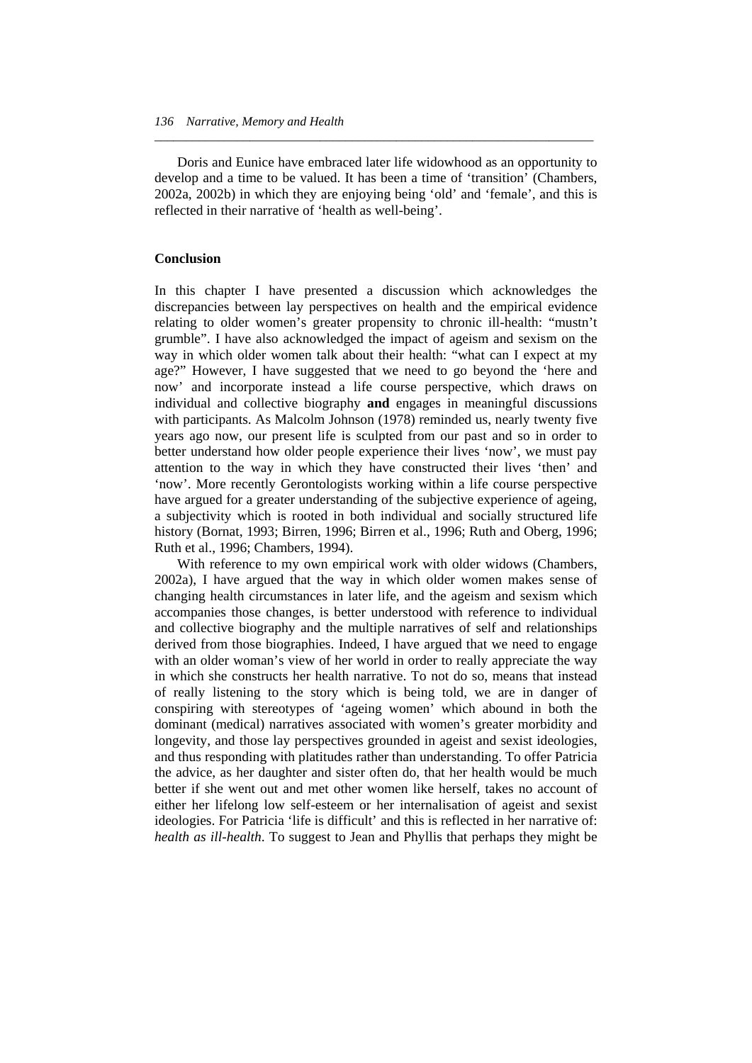Doris and Eunice have embraced later life widowhood as an opportunity to develop and a time to be valued. It has been a time of 'transition' (Chambers, 2002a, 2002b) in which they are enjoying being 'old' and 'female', and this is reflected in their narrative of 'health as well-being'.

## Conclusion

In this chapter I have presented a discussion which acknowledges the discrepancies between lay perspectives on health and the empirical evidence relating to older women's greater propensity to chronic ill-health: "mustn't grumble". I have also acknowledged the impact of ageism and sexism on the way in which older women talk about their health: "what can I expect at my age?" However, I have suggested that we need to go beyond the 'here and now' and incorporate instead a life course perspective, which draws on individual and collective biography **and** engages in meaningful discussions with participants. As Malcolm Johnson (1978) reminded us, nearly twenty five years ago now, our present life is sculpted from our past and so in order to better understand how older people experience their lives 'now', we must pay attention to the way in which they have constructed their lives 'then' and 'now'. More recently Gerontologists working within a life course perspective have argued for a greater understanding of the subjective experience of ageing, a subjectivity which is rooted in both individual and socially structured life history (Bornat, 1993; Birren, 1996; Birren et al., 1996; Ruth and Oberg, 1996; Ruth et al., 1996; Chambers, 1994).

With reference to my own empirical work with older widows (Chambers, 2002a), I have argued that the way in which older women makes sense of changing health circumstances in later life, and the ageism and sexism which accompanies those changes, is better understood with reference to individual and collective biography and the multiple narratives of self and relationships derived from those biographies. Indeed, I have argued that we need to engage with an older woman's view of her world in order to really appreciate the way in which she constructs her health narrative. To not do so, means that instead of really listening to the story which is being told, we are in danger of conspiring with stereotypes of 'ageing women' which abound in both the dominant (medical) narratives associated with women's greater morbidity and longevity, and those lay perspectives grounded in ageist and sexist ideologies, and thus responding with platitudes rather than understanding. To offer Patricia the advice, as her daughter and sister often do, that her health would be much better if she went out and met other women like herself, takes no account of either her lifelong low self-esteem or her internalisation of ageist and sexist ideologies. For Patricia 'life is difficult' and this is reflected in her narrative of: *health as ill-health*. To suggest to Jean and Phyllis that perhaps they might be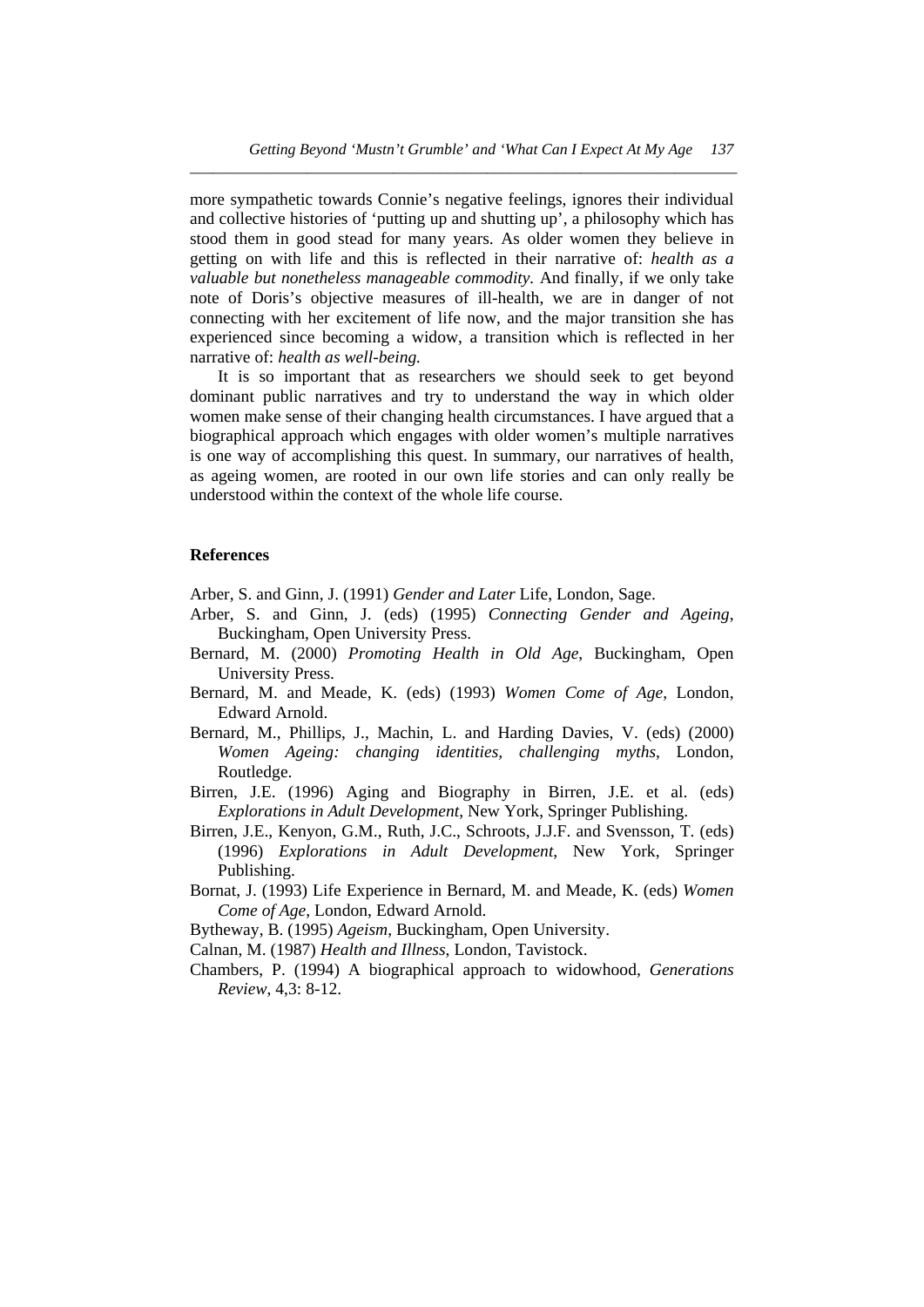more sympathetic towards Connie's negative feelings, ignores their individual and collective histories of 'putting up and shutting up', a philosophy which has stood them in good stead for many years. As older women they believe in getting on with life and this is reflected in their narrative of: *health as a valuable but nonetheless manageable commodity.* And finally, if we only take note of Doris's objective measures of ill-health, we are in danger of not connecting with her excitement of life now, and the major transition she has experienced since becoming a widow, a transition which is reflected in her narrative of: *health as well-being.*

It is so important that as researchers we should seek to get beyond dominant public narratives and try to understand the way in which older women make sense of their changing health circumstances. I have argued that a biographical approach which engages with older women's multiple narratives is one way of accomplishing this quest. In summary, our narratives of health, as ageing women, are rooted in our own life stories and can only really be understood within the context of the whole life course.

## References

Arber, S. and Ginn, J. (1991) *Gender and Later* Life, London, Sage.

Arber, S. and Ginn, J. (eds) (1995) *Connecting Gender and Ageing*, Buckingham, Open University Press.

Bernard, M. (2000) *Promoting Health in Old Age*, Buckingham, Open University Press.

Bernard, M. and Meade, K. (eds) (1993) *Women Come of Age*, London, Edward Arnold.

Bernard, M., Phillips, J., Machin, L. and Harding Davies, V. (eds) (2000) *Women Ageing: changing identities, challenging myths*, London, Routledge.

Birren, J.E. (1996) Aging and Biography in Birren, J.E. et al. (eds) *Explorations in Adult Development*, New York, Springer Publishing.

Birren, J.E., Kenyon, G.M., Ruth, J.C., Schroots, J.J.F. and Svensson, T. (eds) (1996) *Explorations in Adult Development*, New York, Springer Publishing.

Bornat, J. (1993) Life Experience in Bernard, M. and Meade, K. (eds) *Women Come of Age*, London, Edward Arnold.

Bytheway, B. (1995) *Ageism*, Buckingham, Open University.

Calnan, M. (1987) *Health and Illness*, London, Tavistock.

Chambers, P. (1994) A biographical approach to widowhood, *Generations Review*, 4,3: 8-12.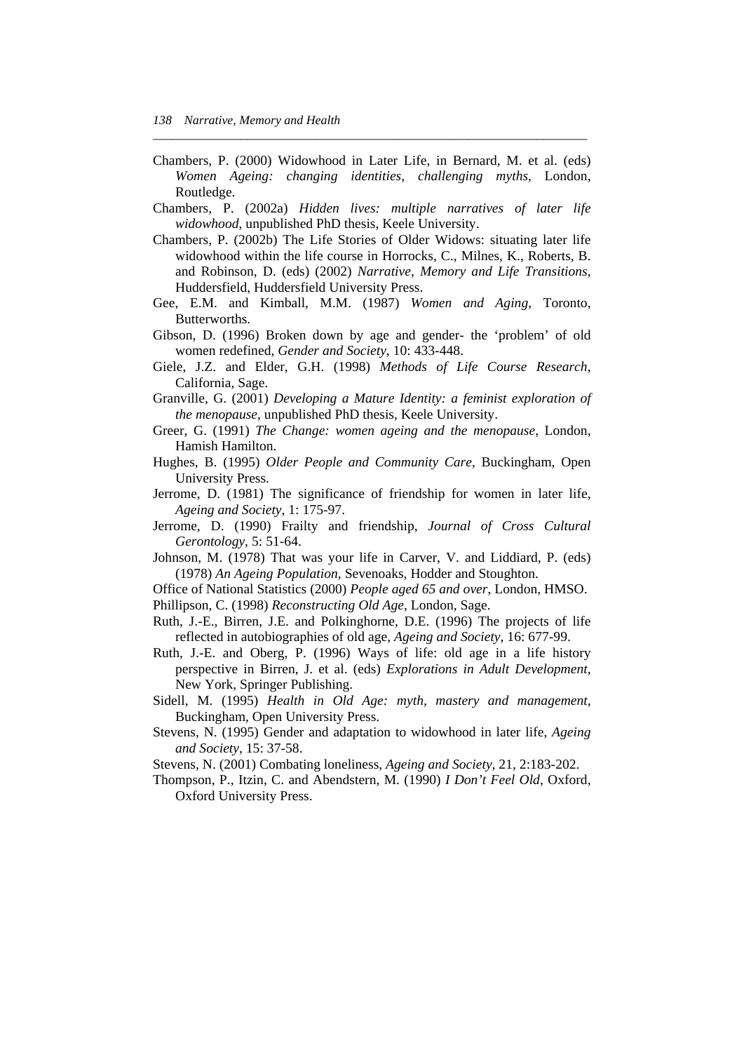Chambers, P. (2000) Widowhood in Later Life, in Bernard, M. et al. (eds) *Women Ageing: changing identities, challenging myths*, London, Routledge.

Chambers, P. (2002a) *Hidden lives: multiple narratives of later life widowhood*, unpublished PhD thesis, Keele University.

Chambers, P. (2002b) The Life Stories of Older Widows: situating later life widowhood within the life course in Horrocks, C., Milnes, K., Roberts, B. and Robinson, D. (eds) (2002) *Narrative, Memory and Life Transitions*, Huddersfield, Huddersfield University Press.

Gee, E.M. and Kimball, M.M. (1987) *Women and Aging*, Toronto, Butterworths.

Gibson, D. (1996) Broken down by age and gender- the 'problem' of old women redefined, *Gender and Society*, 10: 433-448.

Giele, J.Z. and Elder, G.H. (1998) *Methods of Life Course Research*, California, Sage.

Granville, G. (2001) *Developing a Mature Identity: a feminist exploration of the menopause*, unpublished PhD thesis, Keele University.

Greer, G. (1991) *The Change: women ageing and the menopause*, London, Hamish Hamilton.

Hughes, B. (1995) *Older People and Community Care*, Buckingham, Open University Press.

Jerrome, D. (1981) The significance of friendship for women in later life, *Ageing and Society*, 1: 175-97.

Jerrome, D. (1990) Frailty and friendship, *Journal of Cross Cultural Gerontology*, 5: 51-64.

Johnson, M. (1978) That was your life in Carver, V. and Liddiard, P. (eds) (1978) *An Ageing Population*, Sevenoaks, Hodder and Stoughton.

Office of National Statistics (2000) *People aged 65 and over*, London, HMSO.

Phillipson, C. (1998) *Reconstructing Old Age*, London, Sage.

Ruth, J.-E., Birren, J.E. and Polkinghorne, D.E. (1996) The projects of life reflected in autobiographies of old age, *Ageing and Society*, 16: 677-99.

Ruth, J.-E. and Oberg, P. (1996) Ways of life: old age in a life history perspective in Birren, J. et al. (eds) *Explorations in Adult Development*, New York, Springer Publishing.

Sidell, M. (1995) *Health in Old Age: myth, mastery and management*, Buckingham, Open University Press.

Stevens, N. (1995) Gender and adaptation to widowhood in later life, *Ageing and Society*, 15: 37-58.

Stevens, N. (2001) Combating loneliness, *Ageing and Society*, 21, 2:183-202.

Thompson, P., Itzin, C. and Abendstern, M. (1990) *I Don't Feel Old*, Oxford, Oxford University Press.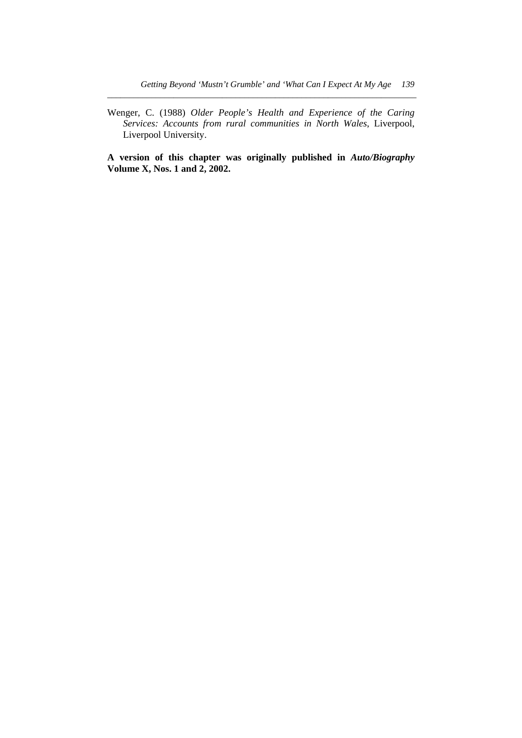Wenger, C. (1988) *Older People's Health and Experience of the Caring Services: Accounts from rural communities in North Wales*, Liverpool, Liverpool University.

**A version of this chapter was originally published in *Auto/Biography* Volume X, Nos. 1 and 2, 2002.**